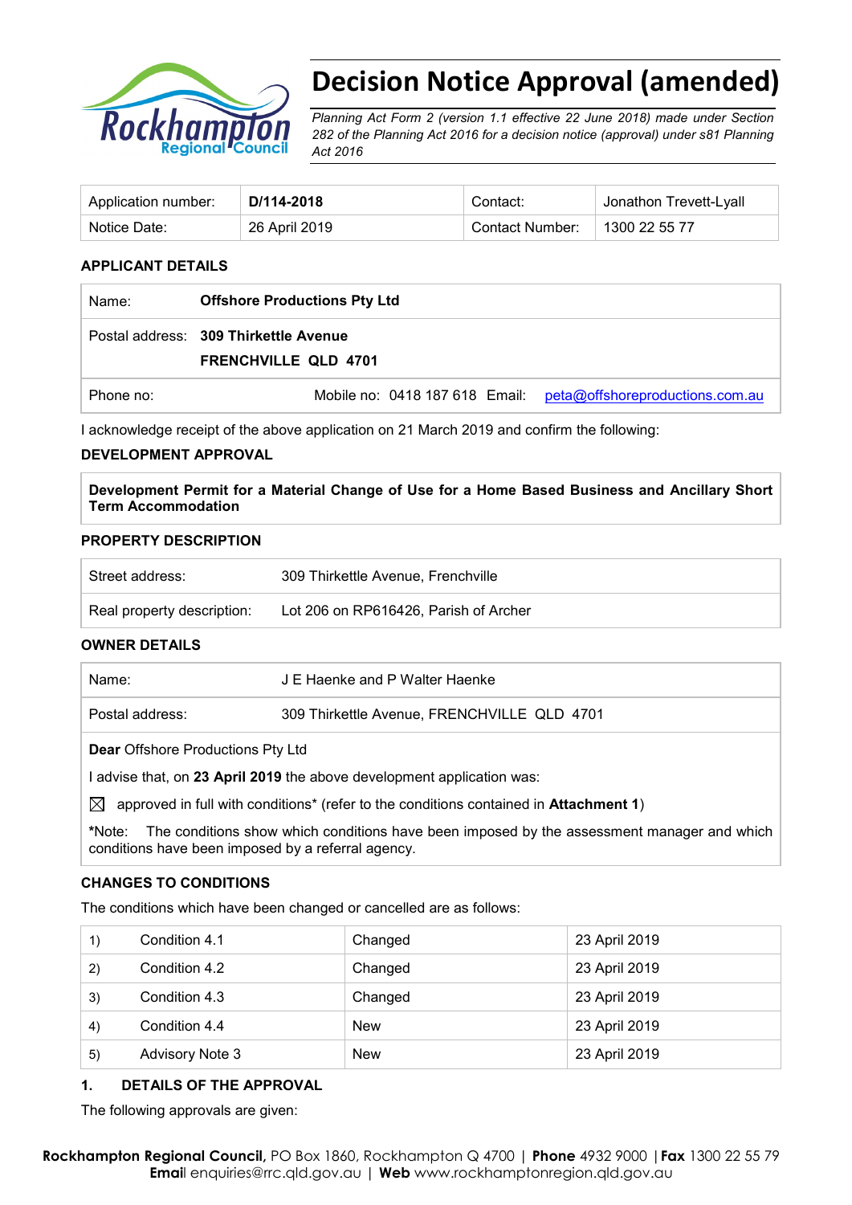# Decision Notice Approval (amended)

*Planning Act Form 2 (version 1.1 effective 22 June 2018) made under Section 282 of the Planning Act 2016 for a decision notice (approval) under s81 Planning Act 2016*

| Application number: | **D/114-2018** | Contact: | Jonathon Trevett-Lyall |
|---|---|---|---|
| Notice Date: | 26 April 2019 | Contact Number: | 1300 22 55 77 |

## APPLICANT DETAILS

| | |
|---|---|
| Name: | **Offshore Productions Pty Ltd** |
| Postal address: | **309 Thirkettle Avenue**<br>**FRENCHVILLE QLD 4701** |
| Phone no: | Mobile no: 0418 187 618 Email: peta@offshoreproductions.com.au |

I acknowledge receipt of the above application on 21 March 2019 and confirm the following:

## DEVELOPMENT APPROVAL

| |
|---|
| **Development Permit for a Material Change of Use for a Home Based Business and Ancillary Short Term Accommodation** |

## PROPERTY DESCRIPTION

| | |
|---|---|
| Street address: | 309 Thirkettle Avenue, Frenchville |
| Real property description: | Lot 206 on RP616426, Parish of Archer |

## OWNER DETAILS

| | |
|---|---|
| Name: | J E Haenke and P Walter Haenke |
| Postal address: | 309 Thirkettle Avenue, FRENCHVILLE QLD 4701 |

**Dear** Offshore Productions Pty Ltd

I advise that, on **23 April 2019** the above development application was:

☒ approved in full with conditions* (refer to the conditions contained in **Attachment 1**)

*Note: The conditions show which conditions have been imposed by the assessment manager and which conditions have been imposed by a referral agency.

## CHANGES TO CONDITIONS

The conditions which have been changed or cancelled are as follows:

| | | | |
|---|---|---|---|
| 1) | Condition 4.1 | Changed | 23 April 2019 |
| 2) | Condition 4.2 | Changed | 23 April 2019 |
| 3) | Condition 4.3 | Changed | 23 April 2019 |
| 4) | Condition 4.4 | New | 23 April 2019 |
| 5) | Advisory Note 3 | New | 23 April 2019 |

## 1. DETAILS OF THE APPROVAL

The following approvals are given: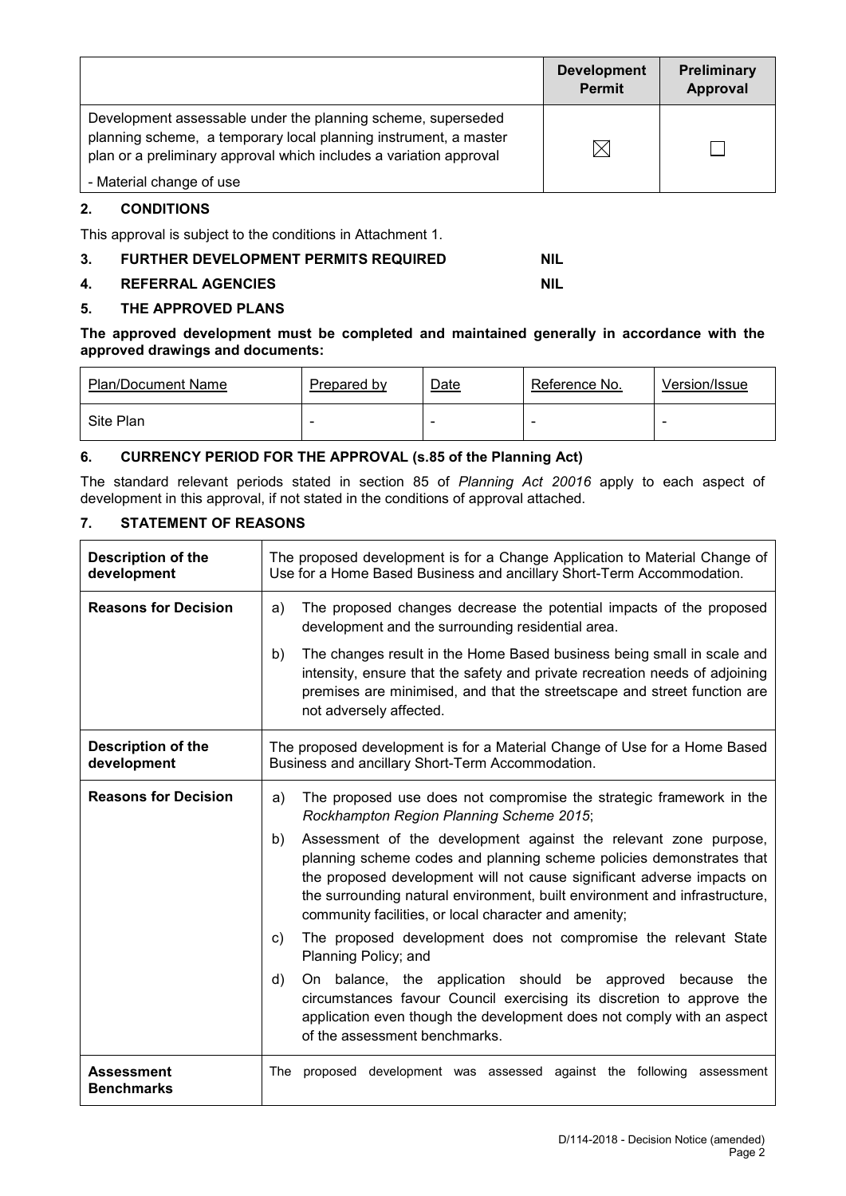| | Development Permit | Preliminary Approval |
|---|---|---|
| Development assessable under the planning scheme, superseded planning scheme, a temporary local planning instrument, a master plan or a preliminary approval which includes a variation approval<br><br>- Material change of use | ☒ | ☐ |

## 2. CONDITIONS

This approval is subject to the conditions in Attachment 1.

## 3. FURTHER DEVELOPMENT PERMITS REQUIRED NIL

## 4. REFERRAL AGENCIES NIL

## 5. THE APPROVED PLANS

**The approved development must be completed and maintained generally in accordance with the approved drawings and documents:**

| Plan/Document Name | Prepared by | Date | Reference No. | Version/Issue |
|---|---|---|---|---|
| Site Plan | - | - | - | - |

## 6. CURRENCY PERIOD FOR THE APPROVAL (s.85 of the Planning Act)

The standard relevant periods stated in section 85 of *Planning Act 20016* apply to each aspect of development in this approval, if not stated in the conditions of approval attached.

## 7. STATEMENT OF REASONS

| | |
|---|---|
| **Description of the development** | The proposed development is for a Change Application to Material Change of Use for a Home Based Business and ancillary Short-Term Accommodation. |
| **Reasons for Decision** | a) The proposed changes decrease the potential impacts of the proposed development and the surrounding residential area.<br><br>b) The changes result in the Home Based business being small in scale and intensity, ensure that the safety and private recreation needs of adjoining premises are minimised, and that the streetscape and street function are not adversely affected. |
| **Description of the development** | The proposed development is for a Material Change of Use for a Home Based Business and ancillary Short-Term Accommodation. |
| **Reasons for Decision** | a) The proposed use does not compromise the strategic framework in the *Rockhampton Region Planning Scheme 2015*;<br><br>b) Assessment of the development against the relevant zone purpose, planning scheme codes and planning scheme policies demonstrates that the proposed development will not cause significant adverse impacts on the surrounding natural environment, built environment and infrastructure, community facilities, or local character and amenity;<br><br>c) The proposed development does not compromise the relevant State Planning Policy; and<br><br>d) On balance, the application should be approved because the circumstances favour Council exercising its discretion to approve the application even though the development does not comply with an aspect of the assessment benchmarks. |
| **Assessment Benchmarks** | The proposed development was assessed against the following assessment |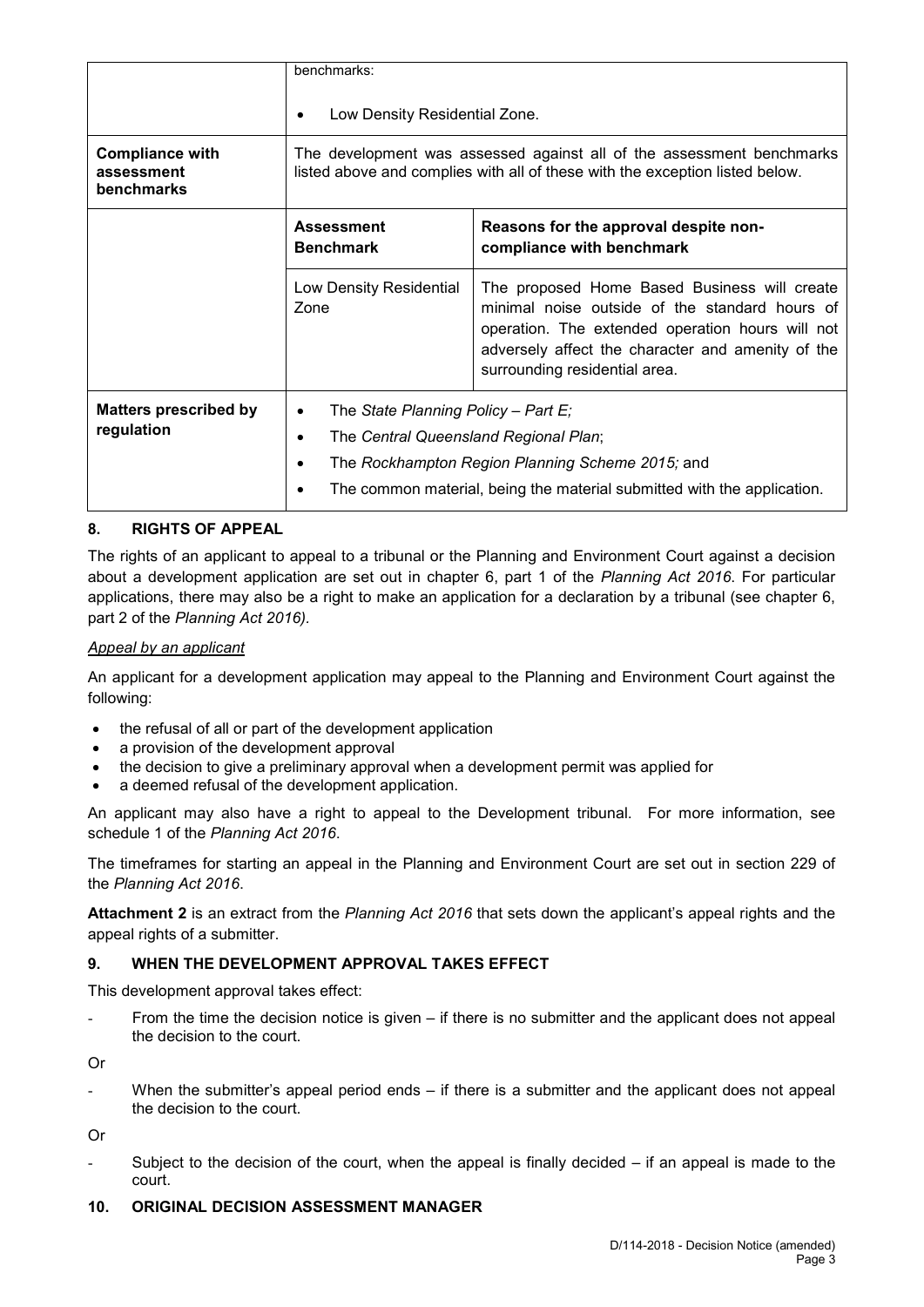| | | |
|---|---|---|
| | benchmarks:<br>• Low Density Residential Zone. | |
| **Compliance with assessment benchmarks** | The development was assessed against all of the assessment benchmarks listed above and complies with all of these with the exception listed below. | |
| | **Assessment Benchmark** | **Reasons for the approval despite non-compliance with benchmark** |
| | Low Density Residential Zone | The proposed Home Based Business will create minimal noise outside of the standard hours of operation. The extended operation hours will not adversely affect the character and amenity of the surrounding residential area. |
| **Matters prescribed by regulation** | • The *State Planning Policy – Part E;*<br>• The *Central Queensland Regional Plan*;<br>• The *Rockhampton Region Planning Scheme 2015;* and<br>• The common material, being the material submitted with the application. | |

## 8. RIGHTS OF APPEAL

The rights of an applicant to appeal to a tribunal or the Planning and Environment Court against a decision about a development application are set out in chapter 6, part 1 of the *Planning Act 2016*. For particular applications, there may also be a right to make an application for a declaration by a tribunal (see chapter 6, part 2 of the *Planning Act 2016)*.

*Appeal by an applicant*

An applicant for a development application may appeal to the Planning and Environment Court against the following:

- the refusal of all or part of the development application
- a provision of the development approval
- the decision to give a preliminary approval when a development permit was applied for
- a deemed refusal of the development application.

An applicant may also have a right to appeal to the Development tribunal. For more information, see schedule 1 of the *Planning Act 2016*.

The timeframes for starting an appeal in the Planning and Environment Court are set out in section 229 of the *Planning Act 2016*.

**Attachment 2** is an extract from the *Planning Act 2016* that sets down the applicant's appeal rights and the appeal rights of a submitter.

## 9. WHEN THE DEVELOPMENT APPROVAL TAKES EFFECT

This development approval takes effect:

- From the time the decision notice is given – if there is no submitter and the applicant does not appeal the decision to the court.

Or

- When the submitter's appeal period ends – if there is a submitter and the applicant does not appeal the decision to the court.

Or

- Subject to the decision of the court, when the appeal is finally decided – if an appeal is made to the court.

## 10. ORIGINAL DECISION ASSESSMENT MANAGER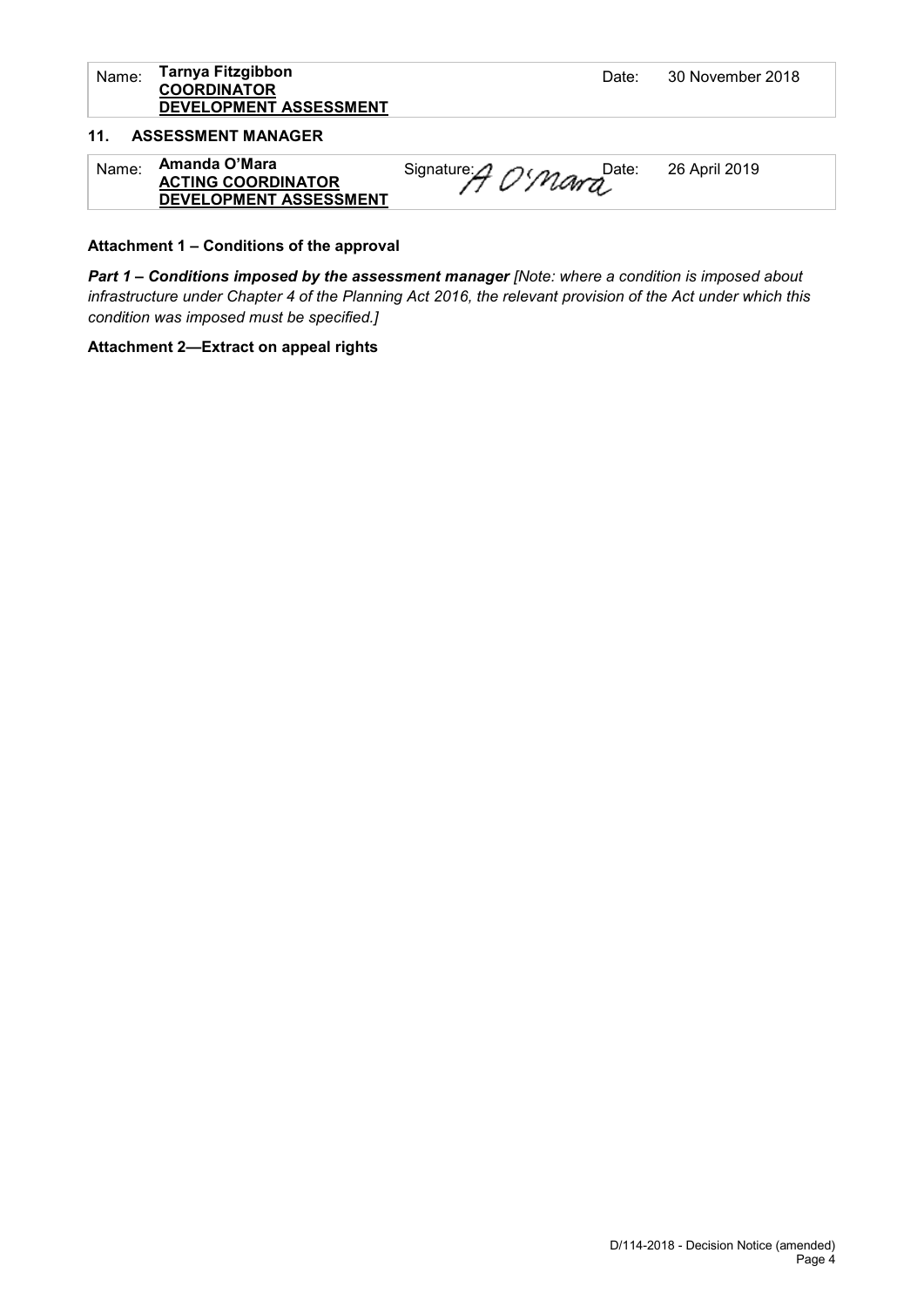| Name: | Tarnya Fitzgibbon<br>**COORDINATOR**<br>**DEVELOPMENT ASSESSMENT** | Date: | 30 November 2018 |
|---|---|---|---|

## 11. ASSESSMENT MANAGER

| Name: | **Amanda O'Mara**<br>**ACTING COORDINATOR**<br>**DEVELOPMENT ASSESSMENT** | Signature: A O'Mara | Date: | 26 April 2019 |
|---|---|---|---|---|

**Attachment 1 – Conditions of the approval**

***Part 1 – Conditions imposed by the assessment manager*** *[Note: where a condition is imposed about infrastructure under Chapter 4 of the Planning Act 2016, the relevant provision of the Act under which this condition was imposed must be specified.]*

**Attachment 2—Extract on appeal rights**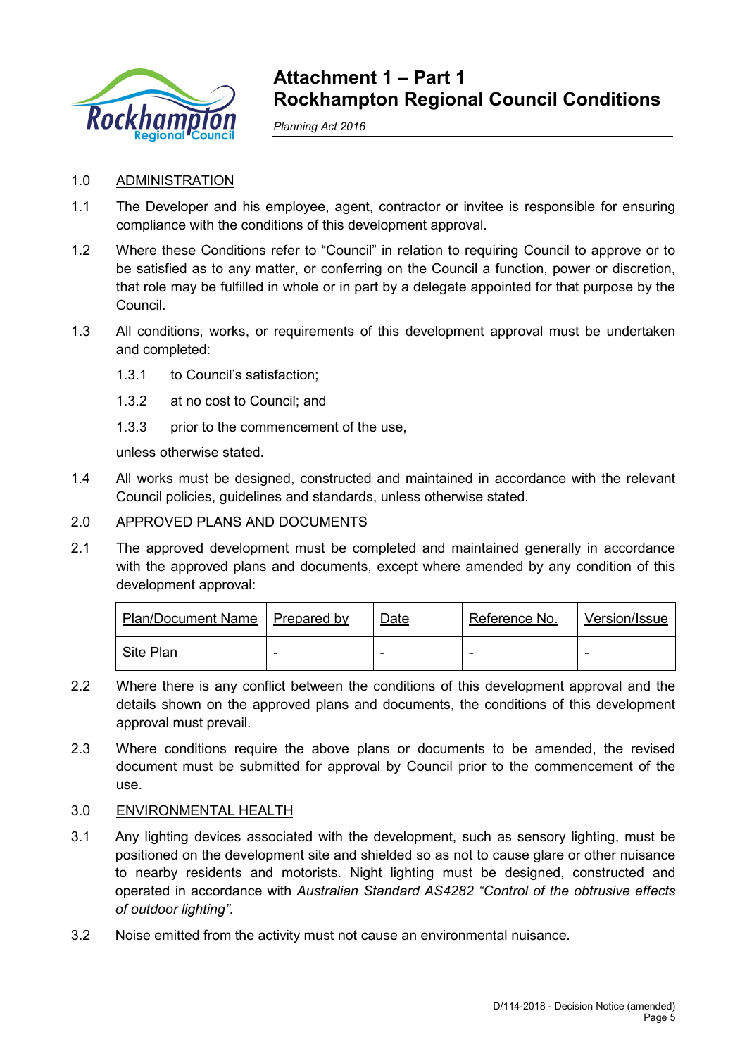# Attachment 1 – Part 1
# Rockhampton Regional Council Conditions

*Planning Act 2016*

1.0 ADMINISTRATION

1.1 The Developer and his employee, agent, contractor or invitee is responsible for ensuring compliance with the conditions of this development approval.

1.2 Where these Conditions refer to "Council" in relation to requiring Council to approve or to be satisfied as to any matter, or conferring on the Council a function, power or discretion, that role may be fulfilled in whole or in part by a delegate appointed for that purpose by the Council.

1.3 All conditions, works, or requirements of this development approval must be undertaken and completed:

1.3.1 to Council's satisfaction;

1.3.2 at no cost to Council; and

1.3.3 prior to the commencement of the use,

unless otherwise stated.

1.4 All works must be designed, constructed and maintained in accordance with the relevant Council policies, guidelines and standards, unless otherwise stated.

2.0 APPROVED PLANS AND DOCUMENTS

2.1 The approved development must be completed and maintained generally in accordance with the approved plans and documents, except where amended by any condition of this development approval:

| Plan/Document Name | Prepared by | Date | Reference No. | Version/Issue |
|---|---|---|---|---|
| Site Plan | - | - | - | - |

2.2 Where there is any conflict between the conditions of this development approval and the details shown on the approved plans and documents, the conditions of this development approval must prevail.

2.3 Where conditions require the above plans or documents to be amended, the revised document must be submitted for approval by Council prior to the commencement of the use.

3.0 ENVIRONMENTAL HEALTH

3.1 Any lighting devices associated with the development, such as sensory lighting, must be positioned on the development site and shielded so as not to cause glare or other nuisance to nearby residents and motorists. Night lighting must be designed, constructed and operated in accordance with *Australian Standard AS4282 "Control of the obtrusive effects of outdoor lighting"*.

3.2 Noise emitted from the activity must not cause an environmental nuisance.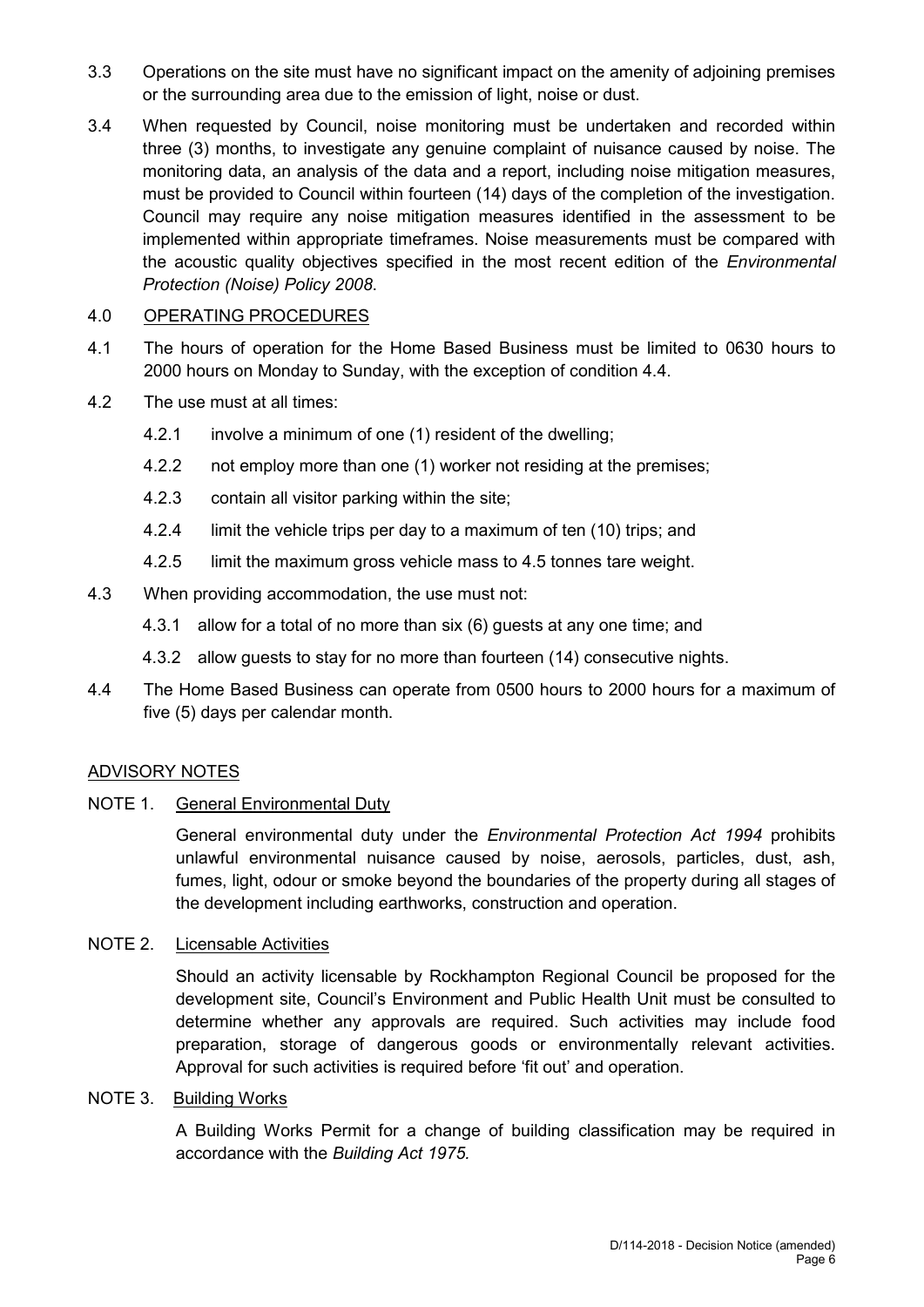3.3 Operations on the site must have no significant impact on the amenity of adjoining premises or the surrounding area due to the emission of light, noise or dust.

3.4 When requested by Council, noise monitoring must be undertaken and recorded within three (3) months, to investigate any genuine complaint of nuisance caused by noise. The monitoring data, an analysis of the data and a report, including noise mitigation measures, must be provided to Council within fourteen (14) days of the completion of the investigation. Council may require any noise mitigation measures identified in the assessment to be implemented within appropriate timeframes. Noise measurements must be compared with the acoustic quality objectives specified in the most recent edition of the *Environmental Protection (Noise) Policy 2008*.

4.0 OPERATING PROCEDURES

4.1 The hours of operation for the Home Based Business must be limited to 0630 hours to 2000 hours on Monday to Sunday, with the exception of condition 4.4.

4.2 The use must at all times:

4.2.1 involve a minimum of one (1) resident of the dwelling;

4.2.2 not employ more than one (1) worker not residing at the premises;

4.2.3 contain all visitor parking within the site;

4.2.4 limit the vehicle trips per day to a maximum of ten (10) trips; and

4.2.5 limit the maximum gross vehicle mass to 4.5 tonnes tare weight.

4.3 When providing accommodation, the use must not:

4.3.1 allow for a total of no more than six (6) guests at any one time; and

4.3.2 allow guests to stay for no more than fourteen (14) consecutive nights.

4.4 The Home Based Business can operate from 0500 hours to 2000 hours for a maximum of five (5) days per calendar month.

ADVISORY NOTES

NOTE 1. General Environmental Duty

General environmental duty under the *Environmental Protection Act 1994* prohibits unlawful environmental nuisance caused by noise, aerosols, particles, dust, ash, fumes, light, odour or smoke beyond the boundaries of the property during all stages of the development including earthworks, construction and operation.

NOTE 2. Licensable Activities

Should an activity licensable by Rockhampton Regional Council be proposed for the development site, Council's Environment and Public Health Unit must be consulted to determine whether any approvals are required. Such activities may include food preparation, storage of dangerous goods or environmentally relevant activities. Approval for such activities is required before 'fit out' and operation.

NOTE 3. Building Works

A Building Works Permit for a change of building classification may be required in accordance with the *Building Act 1975.*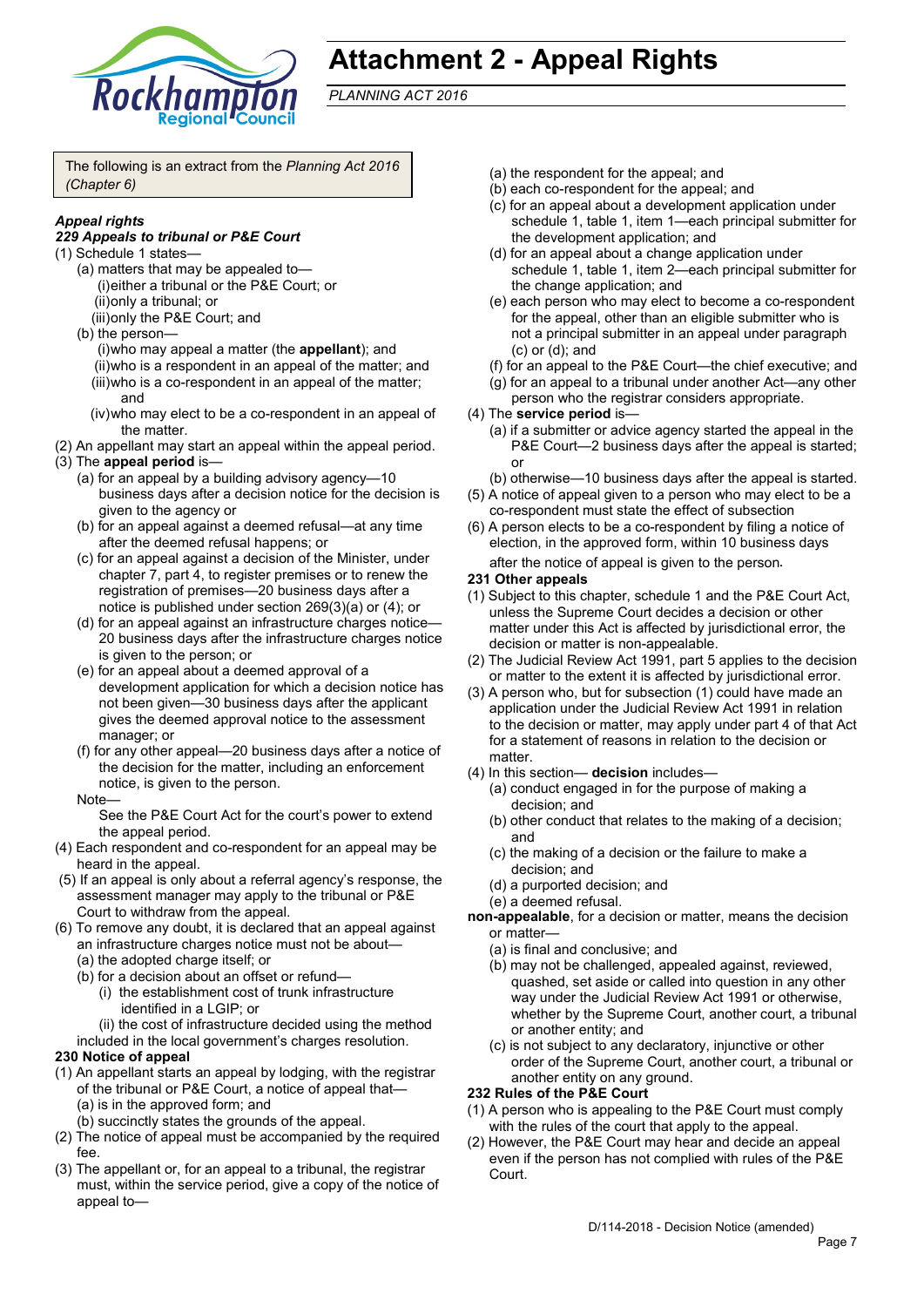# Attachment 2 - Appeal Rights

*PLANNING ACT 2016*

The following is an extract from the *Planning Act 2016 (Chapter 6)*

***Appeal rights***

***229 Appeals to tribunal or P&E Court***

(1) Schedule 1 states—

- (a) matters that may be appealed to—
  - (i) either a tribunal or the P&E Court; or
  - (ii) only a tribunal; or
  - (iii) only the P&E Court; and
- (b) the person—
  - (i) who may appeal a matter (the **appellant**); and
  - (ii) who is a respondent in an appeal of the matter; and
  - (iii) who is a co-respondent in an appeal of the matter; and
  - (iv) who may elect to be a co-respondent in an appeal of the matter.

(2) An appellant may start an appeal within the appeal period.

(3) The **appeal period** is—

- (a) for an appeal by a building advisory agency—10 business days after a decision notice for the decision is given to the agency or
- (b) for an appeal against a deemed refusal—at any time after the deemed refusal happens; or
- (c) for an appeal against a decision of the Minister, under chapter 7, part 4, to register premises or to renew the registration of premises—20 business days after a notice is published under section 269(3)(a) or (4); or
- (d) for an appeal against an infrastructure charges notice—20 business days after the infrastructure charges notice is given to the person; or
- (e) for an appeal about a deemed approval of a development application for which a decision notice has not been given—30 business days after the applicant gives the deemed approval notice to the assessment manager; or
- (f) for any other appeal—20 business days after a notice of the decision for the matter, including an enforcement notice, is given to the person.

Note—

See the P&E Court Act for the court's power to extend the appeal period.

(4) Each respondent and co-respondent for an appeal may be heard in the appeal.

(5) If an appeal is only about a referral agency's response, the assessment manager may apply to the tribunal or P&E Court to withdraw from the appeal.

(6) To remove any doubt, it is declared that an appeal against an infrastructure charges notice must not be about—

- (a) the adopted charge itself; or
- (b) for a decision about an offset or refund—
  - (i) the establishment cost of trunk infrastructure identified in a LGIP; or
  - (ii) the cost of infrastructure decided using the method

included in the local government's charges resolution.

**230 Notice of appeal**

(1) An appellant starts an appeal by lodging, with the registrar of the tribunal or P&E Court, a notice of appeal that—

- (a) is in the approved form; and
- (b) succinctly states the grounds of the appeal.

(2) The notice of appeal must be accompanied by the required fee.

(3) The appellant or, for an appeal to a tribunal, the registrar must, within the service period, give a copy of the notice of appeal to—

- (a) the respondent for the appeal; and
- (b) each co-respondent for the appeal; and
- (c) for an appeal about a development application under schedule 1, table 1, item 1—each principal submitter for the development application; and
- (d) for an appeal about a change application under schedule 1, table 1, item 2—each principal submitter for the change application; and
- (e) each person who may elect to become a co-respondent for the appeal, other than an eligible submitter who is not a principal submitter in an appeal under paragraph (c) or (d); and
- (f) for an appeal to the P&E Court—the chief executive; and
- (g) for an appeal to a tribunal under another Act—any other person who the registrar considers appropriate.

(4) The **service period** is—

- (a) if a submitter or advice agency started the appeal in the P&E Court—2 business days after the appeal is started; or
- (b) otherwise—10 business days after the appeal is started.

(5) A notice of appeal given to a person who may elect to be a co-respondent must state the effect of subsection

(6) A person elects to be a co-respondent by filing a notice of election, in the approved form, within 10 business days after the notice of appeal is given to the person.

**231 Other appeals**

(1) Subject to this chapter, schedule 1 and the P&E Court Act, unless the Supreme Court decides a decision or other matter under this Act is affected by jurisdictional error, the decision or matter is non-appealable.

(2) The Judicial Review Act 1991, part 5 applies to the decision or matter to the extent it is affected by jurisdictional error.

(3) A person who, but for subsection (1) could have made an application under the Judicial Review Act 1991 in relation to the decision or matter, may apply under part 4 of that Act for a statement of reasons in relation to the decision or matter.

(4) In this section— **decision** includes—

- (a) conduct engaged in for the purpose of making a decision; and
- (b) other conduct that relates to the making of a decision; and
- (c) the making of a decision or the failure to make a decision; and
- (d) a purported decision; and
- (e) a deemed refusal.

**non-appealable**, for a decision or matter, means the decision or matter—

- (a) is final and conclusive; and
- (b) may not be challenged, appealed against, reviewed, quashed, set aside or called into question in any other way under the Judicial Review Act 1991 or otherwise, whether by the Supreme Court, another court, a tribunal or another entity; and
- (c) is not subject to any declaratory, injunctive or other order of the Supreme Court, another court, a tribunal or another entity on any ground.

**232 Rules of the P&E Court**

(1) A person who is appealing to the P&E Court must comply with the rules of the court that apply to the appeal.

(2) However, the P&E Court may hear and decide an appeal even if the person has not complied with rules of the P&E Court.

D/114-2018 - Decision Notice (amended)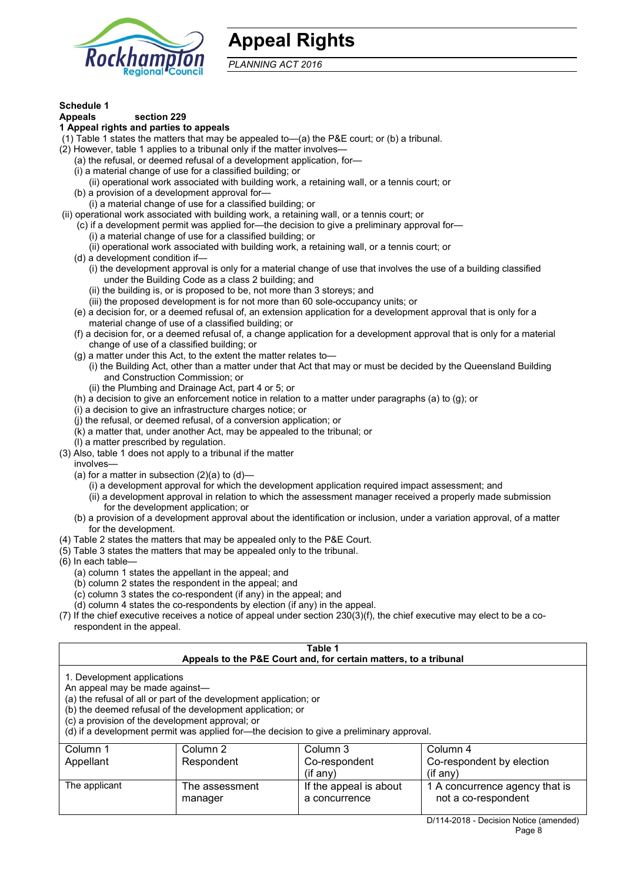# Appeal Rights

*PLANNING ACT 2016*

**Schedule 1**
**Appeals section 229**
**1 Appeal rights and parties to appeals**

(1) Table 1 states the matters that may be appealed to—(a) the P&E court; or (b) a tribunal.

(2) However, table 1 applies to a tribunal only if the matter involves—

(a) the refusal, or deemed refusal of a development application, for—

(i) a material change of use for a classified building; or

(ii) operational work associated with building work, a retaining wall, or a tennis court; or

(b) a provision of a development approval for—

(i) a material change of use for a classified building; or

(ii) operational work associated with building work, a retaining wall, or a tennis court; or

(c) if a development permit was applied for—the decision to give a preliminary approval for—

(i) a material change of use for a classified building; or

(ii) operational work associated with building work, a retaining wall, or a tennis court; or

(d) a development condition if—

(i) the development approval is only for a material change of use that involves the use of a building classified under the Building Code as a class 2 building; and

(ii) the building is, or is proposed to be, not more than 3 storeys; and

(iii) the proposed development is for not more than 60 sole-occupancy units; or

(e) a decision for, or a deemed refusal of, an extension application for a development approval that is only for a material change of use of a classified building; or

(f) a decision for, or a deemed refusal of, a change application for a development approval that is only for a material change of use of a classified building; or

(g) a matter under this Act, to the extent the matter relates to—

(i) the Building Act, other than a matter under that Act that may or must be decided by the Queensland Building and Construction Commission; or

(ii) the Plumbing and Drainage Act, part 4 or 5; or

(h) a decision to give an enforcement notice in relation to a matter under paragraphs (a) to (g); or

(i) a decision to give an infrastructure charges notice; or

(j) the refusal, or deemed refusal, of a conversion application; or

(k) a matter that, under another Act, may be appealed to the tribunal; or

(l) a matter prescribed by regulation.

(3) Also, table 1 does not apply to a tribunal if the matter involves—

(a) for a matter in subsection (2)(a) to (d)—

(i) a development approval for which the development application required impact assessment; and

(ii) a development approval in relation to which the assessment manager received a properly made submission for the development application; or

(b) a provision of a development approval about the identification or inclusion, under a variation approval, of a matter for the development.

(4) Table 2 states the matters that may be appealed only to the P&E Court.

(5) Table 3 states the matters that may be appealed only to the tribunal.

(6) In each table—

(a) column 1 states the appellant in the appeal; and

(b) column 2 states the respondent in the appeal; and

(c) column 3 states the co-respondent (if any) in the appeal; and

(d) column 4 states the co-respondents by election (if any) in the appeal.

(7) If the chief executive receives a notice of appeal under section 230(3)(f), the chief executive may elect to be a co-respondent in the appeal.

**Table 1**
**Appeals to the P&E Court and, for certain matters, to a tribunal**

1. Development applications
An appeal may be made against—
(a) the refusal of all or part of the development application; or
(b) the deemed refusal of the development application; or
(c) a provision of the development approval; or
(d) if a development permit was applied for—the decision to give a preliminary approval.

| Column 1<br>Appellant | Column 2<br>Respondent | Column 3<br>Co-respondent<br>(if any) | Column 4<br>Co-respondent by election<br>(if any) |
|---|---|---|---|
| The applicant | The assessment manager | If the appeal is about a concurrence | 1 A concurrence agency that is not a co-respondent |

D/114-2018 - Decision Notice (amended)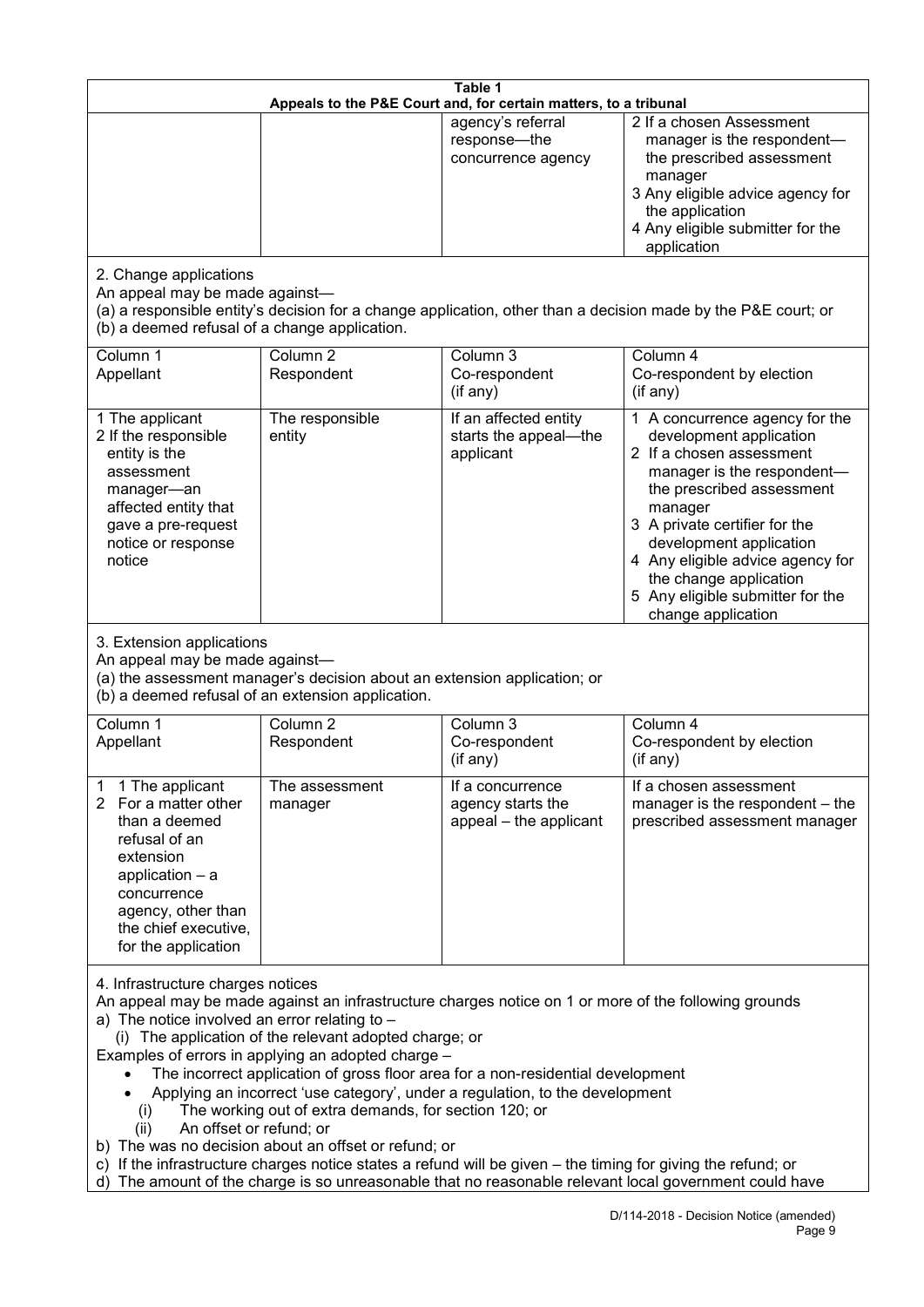**Table 1**
**Appeals to the P&E Court and, for certain matters, to a tribunal**

| | | | |
|---|---|---|---|
| | | agency's referral response—the concurrence agency | 2 If a chosen Assessment manager is the respondent—the prescribed assessment manager<br>3 Any eligible advice agency for the application<br>4 Any eligible submitter for the application |

2. Change applications

An appeal may be made against—

(a) a responsible entity's decision for a change application, other than a decision made by the P&E court; or

(b) a deemed refusal of a change application.

| Column 1<br>Appellant | Column 2<br>Respondent | Column 3<br>Co-respondent<br>(if any) | Column 4<br>Co-respondent by election<br>(if any) |
|---|---|---|---|
| 1 The applicant<br>2 If the responsible entity is the assessment manager—an affected entity that gave a pre-request notice or response notice | The responsible entity | If an affected entity starts the appeal—the applicant | 1 A concurrence agency for the development application<br>2 If a chosen assessment manager is the respondent—the prescribed assessment manager<br>3 A private certifier for the development application<br>4 Any eligible advice agency for the change application<br>5 Any eligible submitter for the change application |

3. Extension applications

An appeal may be made against—

(a) the assessment manager's decision about an extension application; or

(b) a deemed refusal of an extension application.

| Column 1<br>Appellant | Column 2<br>Respondent | Column 3<br>Co-respondent<br>(if any) | Column 4<br>Co-respondent by election<br>(if any) |
|---|---|---|---|
| 1 1 The applicant<br>2 For a matter other than a deemed refusal of an extension application – a concurrence agency, other than the chief executive, for the application | The assessment manager | If a concurrence agency starts the appeal – the applicant | If a chosen assessment manager is the respondent – the prescribed assessment manager |

4. Infrastructure charges notices

An appeal may be made against an infrastructure charges notice on 1 or more of the following grounds

a) The notice involved an error relating to –

(i) The application of the relevant adopted charge; or

Examples of errors in applying an adopted charge –

- The incorrect application of gross floor area for a non-residential development
- Applying an incorrect 'use category', under a regulation, to the development

(i) The working out of extra demands, for section 120; or

(ii) An offset or refund; or

b) The was no decision about an offset or refund; or

c) If the infrastructure charges notice states a refund will be given – the timing for giving the refund; or

d) The amount of the charge is so unreasonable that no reasonable relevant local government could have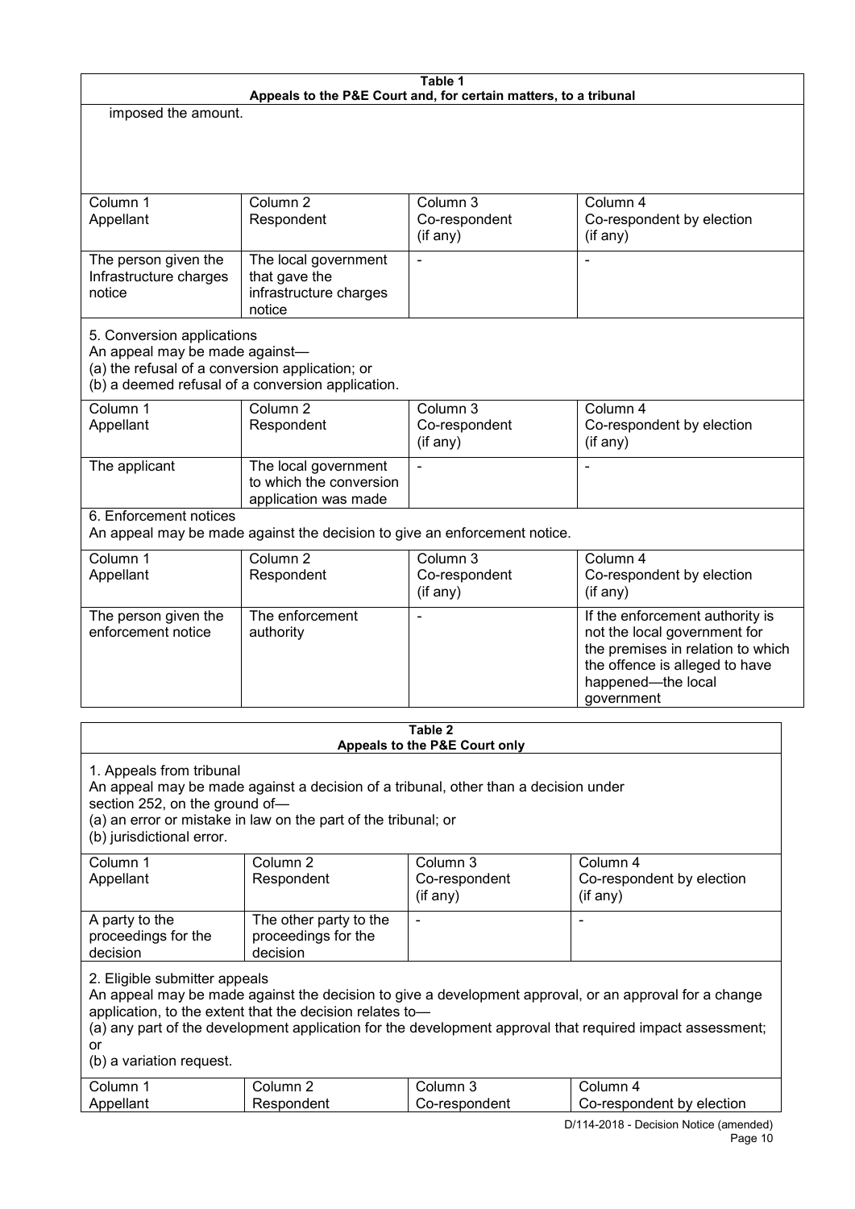| Table 1 Appeals to the P&E Court and, for certain matters, to a tribunal | | | |
|---|---|---|---|
| imposed the amount. | | | |
| Column 1 Appellant | Column 2 Respondent | Column 3 Co-respondent (if any) | Column 4 Co-respondent by election (if any) |
| The person given the Infrastructure charges notice | The local government that gave the infrastructure charges notice | - | - |
| 5. Conversion applications<br>An appeal may be made against—<br>(a) the refusal of a conversion application; or<br>(b) a deemed refusal of a conversion application. | | | |
| Column 1 Appellant | Column 2 Respondent | Column 3 Co-respondent (if any) | Column 4 Co-respondent by election (if any) |
| The applicant | The local government to which the conversion application was made | - | - |
| 6. Enforcement notices<br>An appeal may be made against the decision to give an enforcement notice. | | | |
| Column 1 Appellant | Column 2 Respondent | Column 3 Co-respondent (if any) | Column 4 Co-respondent by election (if any) |
| The person given the enforcement notice | The enforcement authority | - | If the enforcement authority is not the local government for the premises in relation to which the offence is alleged to have happened—the local government |

| Table 2 Appeals to the P&E Court only | | | |
|---|---|---|---|
| 1. Appeals from tribunal<br>An appeal may be made against a decision of a tribunal, other than a decision under section 252, on the ground of—<br>(a) an error or mistake in law on the part of the tribunal; or<br>(b) jurisdictional error. | | | |
| Column 1 Appellant | Column 2 Respondent | Column 3 Co-respondent (if any) | Column 4 Co-respondent by election (if any) |
| A party to the proceedings for the decision | The other party to the proceedings for the decision | - | - |
| 2. Eligible submitter appeals<br>An appeal may be made against the decision to give a development approval, or an approval for a change application, to the extent that the decision relates to—<br>(a) any part of the development application for the development approval that required impact assessment; or<br>(b) a variation request. | | | |
| Column 1 Appellant | Column 2 Respondent | Column 3 Co-respondent | Column 4 Co-respondent by election |

D/114-2018 - Decision Notice (amended)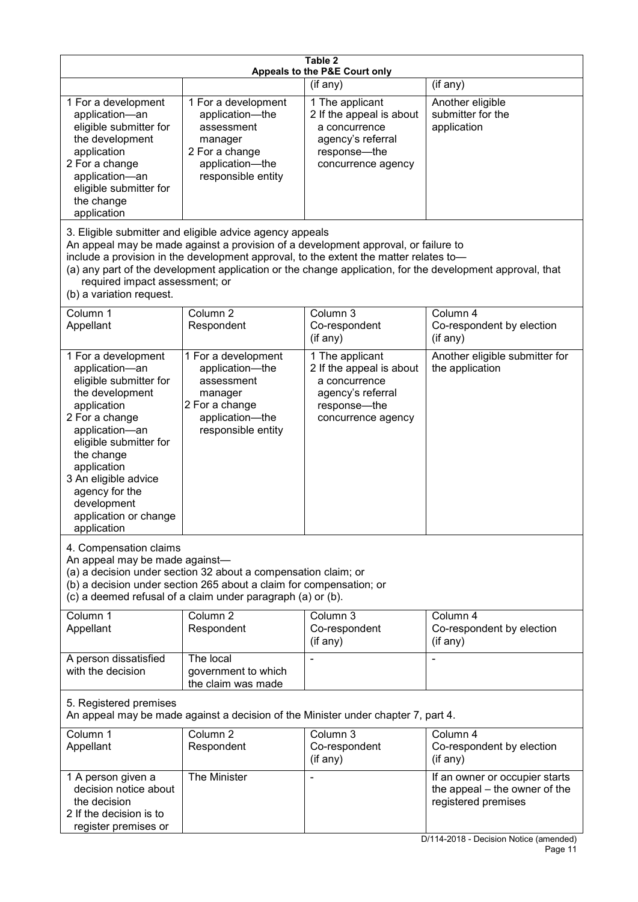**Table 2**
**Appeals to the P&E Court only**

| | | (if any) | (if any) |
|---|---|---|---|
| 1 For a development application—an eligible submitter for the development application<br>2 For a change application—an eligible submitter for the change application | 1 For a development application—the assessment manager<br>2 For a change application—the responsible entity | 1 The applicant<br>2 If the appeal is about a concurrence agency's referral response—the concurrence agency | Another eligible submitter for the application |

3. Eligible submitter and eligible advice agency appeals
An appeal may be made against a provision of a development approval, or failure to include a provision in the development approval, to the extent the matter relates to—
(a) any part of the development application or the change application, for the development approval, that required impact assessment; or
(b) a variation request.

| Column 1<br>Appellant | Column 2<br>Respondent | Column 3<br>Co-respondent<br>(if any) | Column 4<br>Co-respondent by election<br>(if any) |
|---|---|---|---|
| 1 For a development application—an eligible submitter for the development application<br>2 For a change application—an eligible submitter for the change application<br>3 An eligible advice agency for the development application or change application | 1 For a development application—the assessment manager<br>2 For a change application—the responsible entity | 1 The applicant<br>2 If the appeal is about a concurrence agency's referral response—the concurrence agency | Another eligible submitter for the application |

4. Compensation claims
An appeal may be made against—
(a) a decision under section 32 about a compensation claim; or
(b) a decision under section 265 about a claim for compensation; or
(c) a deemed refusal of a claim under paragraph (a) or (b).

| Column 1<br>Appellant | Column 2<br>Respondent | Column 3<br>Co-respondent<br>(if any) | Column 4<br>Co-respondent by election<br>(if any) |
|---|---|---|---|
| A person dissatisfied with the decision | The local government to which the claim was made | - | - |

5. Registered premises
An appeal may be made against a decision of the Minister under chapter 7, part 4.

| Column 1<br>Appellant | Column 2<br>Respondent | Column 3<br>Co-respondent<br>(if any) | Column 4<br>Co-respondent by election<br>(if any) |
|---|---|---|---|
| 1 A person given a decision notice about the decision<br>2 If the decision is to register premises or | The Minister | - | If an owner or occupier starts the appeal – the owner of the registered premises |

D/114-2018 - Decision Notice (amended)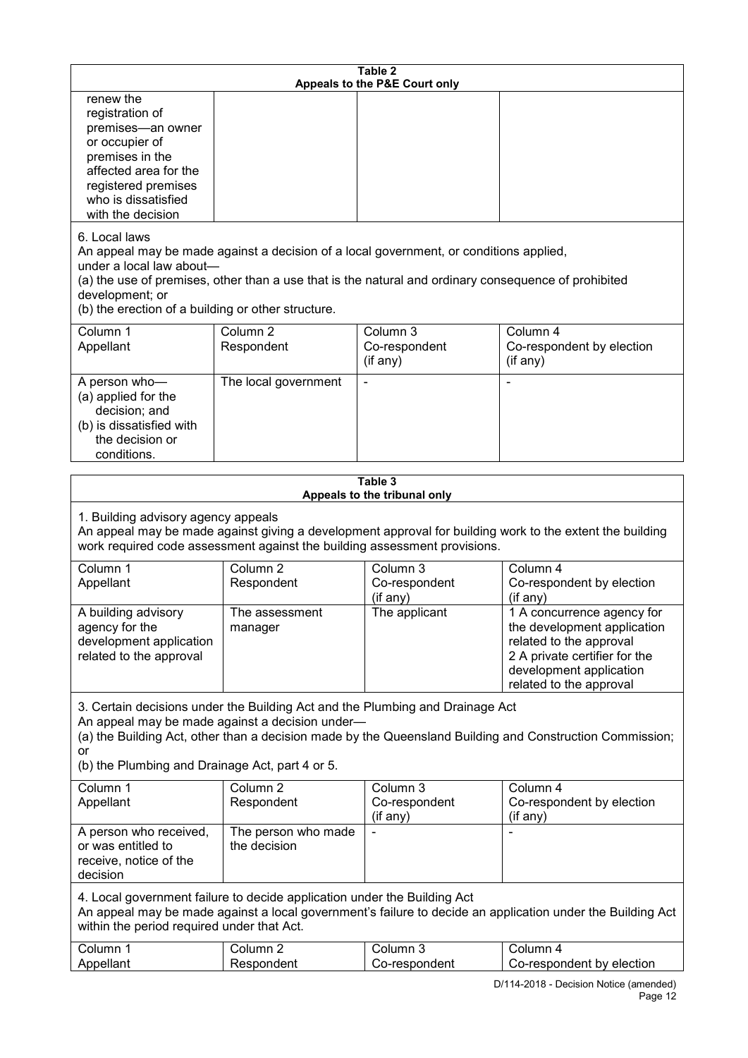**Table 2**
**Appeals to the P&E Court only**

| | | | |
|---|---|---|---|
| renew the registration of premises—an owner or occupier of premises in the affected area for the registered premises who is dissatisfied with the decision | | | |

6. Local laws
An appeal may be made against a decision of a local government, or conditions applied, under a local law about—
(a) the use of premises, other than a use that is the natural and ordinary consequence of prohibited development; or
(b) the erection of a building or other structure.

| Column 1 Appellant | Column 2 Respondent | Column 3 Co-respondent (if any) | Column 4 Co-respondent by election (if any) |
|---|---|---|---|
| A person who— (a) applied for the decision; and (b) is dissatisfied with the decision or conditions. | The local government | - | - |

**Table 3**
**Appeals to the tribunal only**

1. Building advisory agency appeals
An appeal may be made against giving a development approval for building work to the extent the building work required code assessment against the building assessment provisions.

| Column 1 Appellant | Column 2 Respondent | Column 3 Co-respondent (if any) | Column 4 Co-respondent by election (if any) |
|---|---|---|---|
| A building advisory agency for the development application related to the approval | The assessment manager | The applicant | 1 A concurrence agency for the development application related to the approval 2 A private certifier for the development application related to the approval |

3. Certain decisions under the Building Act and the Plumbing and Drainage Act
An appeal may be made against a decision under—
(a) the Building Act, other than a decision made by the Queensland Building and Construction Commission; or
(b) the Plumbing and Drainage Act, part 4 or 5.

| Column 1 Appellant | Column 2 Respondent | Column 3 Co-respondent (if any) | Column 4 Co-respondent by election (if any) |
|---|---|---|---|
| A person who received, or was entitled to receive, notice of the decision | The person who made the decision | - | - |

4. Local government failure to decide application under the Building Act
An appeal may be made against a local government's failure to decide an application under the Building Act within the period required under that Act.

| Column 1 Appellant | Column 2 Respondent | Column 3 Co-respondent | Column 4 Co-respondent by election |
|---|---|---|---|

D/114-2018 - Decision Notice (amended)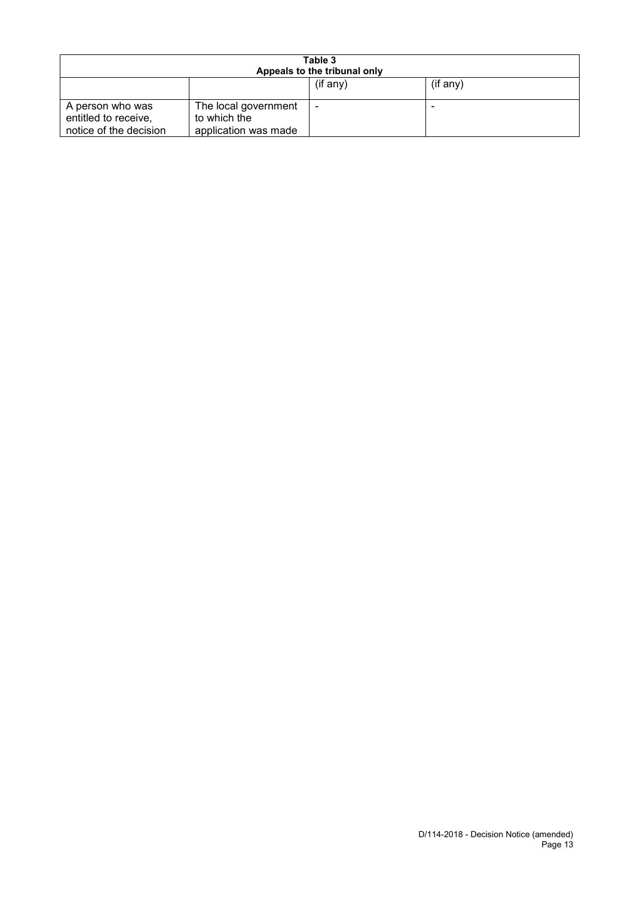| Table 3<br>Appeals to the tribunal only | | | |
|---|---|---|---|
| | | (if any) | (if any) |
| A person who was entitled to receive, notice of the decision | The local government to which the application was made | - | - |

D/114-2018 - Decision Notice (amended)